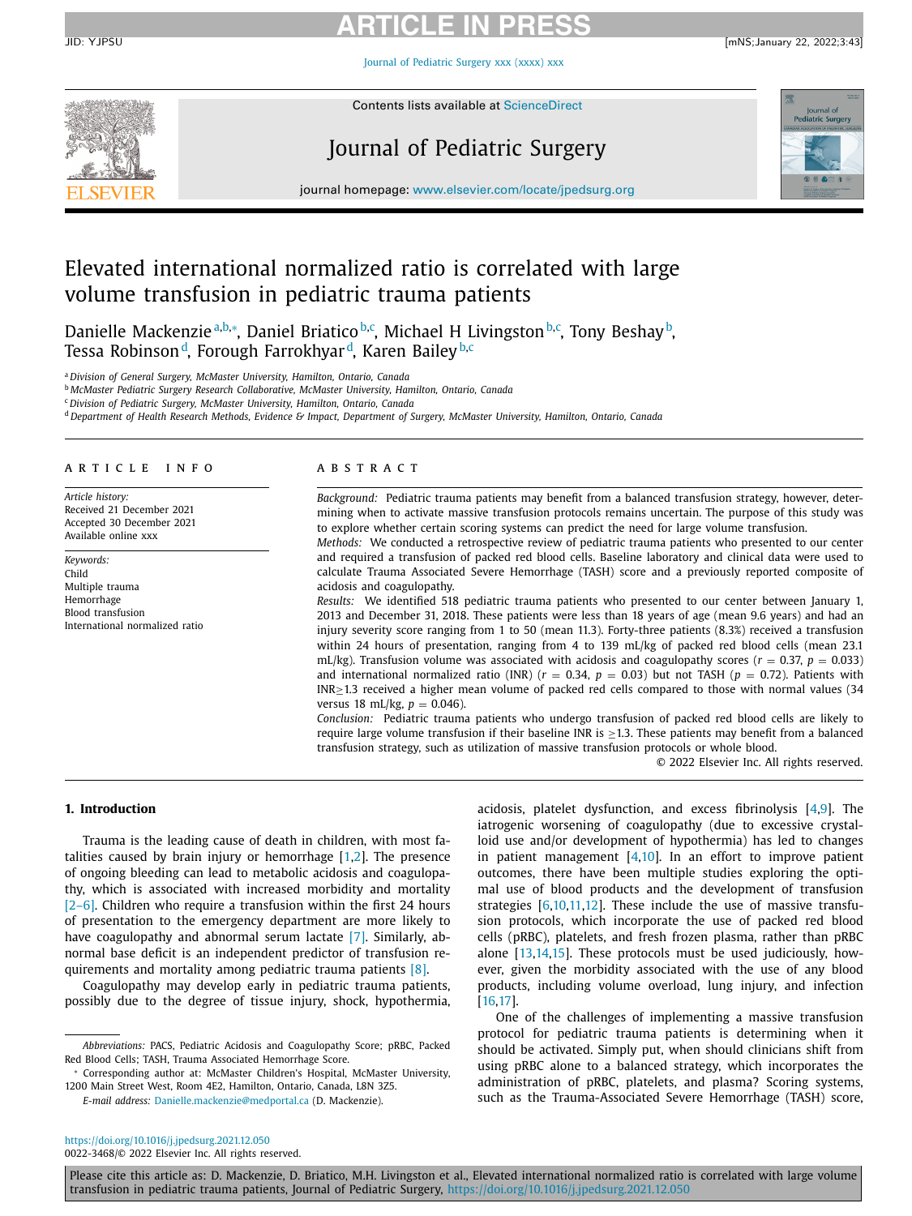# Elevated international normalized ratio is correlated with large volume transfusion in pediatric trauma patients

Danielle Mackenzie[a,b,*], Daniel Briatico[b,c], Michael H Livingston[b,c], Tony Beshay[b], Tessa Robinson[d], Forough Farrokhyar[d], Karen Bailey[b,c]

[a] Division of General Surgery, McMaster University, Hamilton, Ontario, Canada
[b] McMaster Pediatric Surgery Research Collaborative, McMaster University, Hamilton, Ontario, Canada
[c] Division of Pediatric Surgery, McMaster University, Hamilton, Ontario, Canada
[d] Department of Health Research Methods, Evidence & Impact, Department of Surgery, McMaster University, Hamilton, Ontario, Canada

## ARTICLE INFO

*Article history:*
Received 21 December 2021
Accepted 30 December 2021
Available online xxx

*Keywords:*
Child
Multiple trauma
Hemorrhage
Blood transfusion
International normalized ratio

## ABSTRACT

*Background:* Pediatric trauma patients may benefit from a balanced transfusion strategy, however, determining when to activate massive transfusion protocols remains uncertain. The purpose of this study was to explore whether certain scoring systems can predict the need for large volume transfusion.

*Methods:* We conducted a retrospective review of pediatric trauma patients who presented to our center and required a transfusion of packed red blood cells. Baseline laboratory and clinical data were used to calculate Trauma Associated Severe Hemorrhage (TASH) score and a previously reported composite of acidosis and coagulopathy.

*Results:* We identified 518 pediatric trauma patients who presented to our center between January 1, 2013 and December 31, 2018. These patients were less than 18 years of age (mean 9.6 years) and had an injury severity score ranging from 1 to 50 (mean 11.3). Forty-three patients (8.3%) received a transfusion within 24 hours of presentation, ranging from 4 to 139 mL/kg of packed red blood cells (mean 23.1 mL/kg). Transfusion volume was associated with acidosis and coagulopathy scores ($r = 0.37$, $p = 0.033$) and international normalized ratio (INR) ($r = 0.34$, $p = 0.03$) but not TASH ($p = 0.72$). Patients with INR$\geq$1.3 received a higher mean volume of packed red cells compared to those with normal values (34 versus 18 mL/kg, $p = 0.046$).

*Conclusion:* Pediatric trauma patients who undergo transfusion of packed red blood cells are likely to require large volume transfusion if their baseline INR is $\geq$1.3. These patients may benefit from a balanced transfusion strategy, such as utilization of massive transfusion protocols or whole blood.

© 2022 Elsevier Inc. All rights reserved.

## 1. Introduction

Trauma is the leading cause of death in children, with most fatalities caused by brain injury or hemorrhage [1,2]. The presence of ongoing bleeding can lead to metabolic acidosis and coagulopathy, which is associated with increased morbidity and mortality [2–6]. Children who require a transfusion within the first 24 hours of presentation to the emergency department are more likely to have coagulopathy and abnormal serum lactate [7]. Similarly, abnormal base deficit is an independent predictor of transfusion requirements and mortality among pediatric trauma patients [8].

Coagulopathy may develop early in pediatric trauma patients, possibly due to the degree of tissue injury, shock, hypothermia, acidosis, platelet dysfunction, and excess fibrinolysis [4,9]. The iatrogenic worsening of coagulopathy (due to excessive crystalloid use and/or development of hypothermia) has led to changes in patient management [4,10]. In an effort to improve patient outcomes, there have been multiple studies exploring the optimal use of blood products and the development of transfusion strategies [6,10,11,12]. These include the use of massive transfusion protocols, which incorporate the use of packed red blood cells (pRBC), platelets, and fresh frozen plasma, rather than pRBC alone [13,14,15]. These protocols must be used judiciously, however, given the morbidity associated with the use of any blood products, including volume overload, lung injury, and infection [16,17].

One of the challenges of implementing a massive transfusion protocol for pediatric trauma patients is determining when it should be activated. Simply put, when should clinicians shift from using pRBC alone to a balanced strategy, which incorporates the administration of pRBC, platelets, and plasma? Scoring systems, such as the Trauma-Associated Severe Hemorrhage (TASH) score,

*Abbreviations:* PACS, Pediatric Acidosis and Coagulopathy Score; pRBC, Packed Red Blood Cells; TASH, Trauma Associated Hemorrhage Score.

* Corresponding author at: McMaster Children's Hospital, McMaster University, 1200 Main Street West, Room 4E2, Hamilton, Ontario, Canada, L8N 3Z5.

*E-mail address:* Danielle.mackenzie@medportal.ca (D. Mackenzie).

https://doi.org/10.1016/j.jpedsurg.2021.12.050
0022-3468/© 2022 Elsevier Inc. All rights reserved.

Please cite this article as: D. Mackenzie, D. Briatico, M.H. Livingston et al., Elevated international normalized ratio is correlated with large volume transfusion in pediatric trauma patients, Journal of Pediatric Surgery, https://doi.org/10.1016/j.jpedsurg.2021.12.050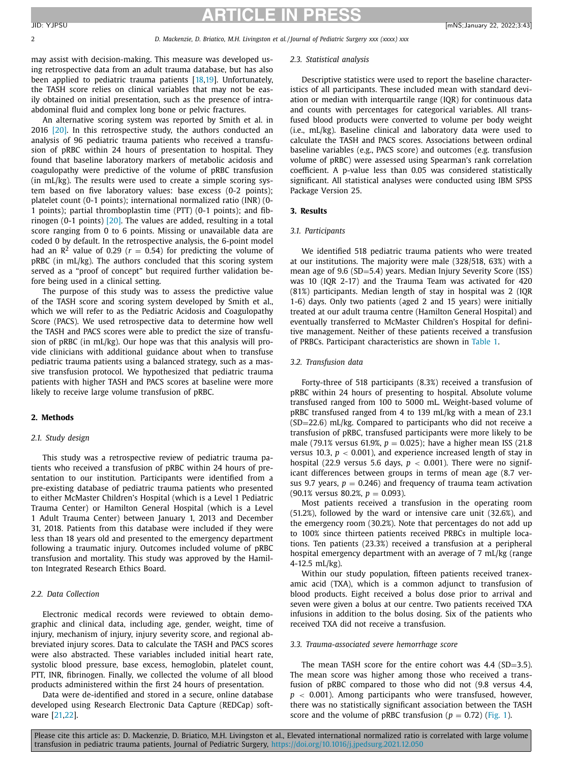may assist with decision-making. This measure was developed using retrospective data from an adult trauma database, but has also been applied to pediatric trauma patients [18,19]. Unfortunately, the TASH score relies on clinical variables that may not be easily obtained on initial presentation, such as the presence of intra-abdominal fluid and complex long bone or pelvic fractures.

An alternative scoring system was reported by Smith et al. in 2016 [20]. In this retrospective study, the authors conducted an analysis of 96 pediatric trauma patients who received a transfusion of pRBC within 24 hours of presentation to hospital. They found that baseline laboratory markers of metabolic acidosis and coagulopathy were predictive of the volume of pRBC transfusion (in mL/kg). The results were used to create a simple scoring system based on five laboratory values: base excess (0-2 points); platelet count (0-1 points); international normalized ratio (INR) (0-1 points); partial thromboplastin time (PTT) (0-1 points); and fibrinogen (0-1 points) [20]. The values are added, resulting in a total score ranging from 0 to 6 points. Missing or unavailable data are coded 0 by default. In the retrospective analysis, the 6-point model had an $R^2$ value of 0.29 ($r = 0.54$) for predicting the volume of pRBC (in mL/kg). The authors concluded that this scoring system served as a "proof of concept" but required further validation before being used in a clinical setting.

The purpose of this study was to assess the predictive value of the TASH score and scoring system developed by Smith et al., which we will refer to as the Pediatric Acidosis and Coagulopathy Score (PACS). We used retrospective data to determine how well the TASH and PACS scores were able to predict the size of transfusion of pRBC (in mL/kg). Our hope was that this analysis will provide clinicians with additional guidance about when to transfuse pediatric trauma patients using a balanced strategy, such as a massive transfusion protocol. We hypothesized that pediatric trauma patients with higher TASH and PACS scores at baseline were more likely to receive large volume transfusion of pRBC.

## 2. Methods

### 2.1. Study design

This study was a retrospective review of pediatric trauma patients who received a transfusion of pRBC within 24 hours of presentation to our institution. Participants were identified from a pre-existing database of pediatric trauma patients who presented to either McMaster Children's Hospital (which is a Level 1 Pediatric Trauma Center) or Hamilton General Hospital (which is a Level 1 Adult Trauma Center) between January 1, 2013 and December 31, 2018. Patients from this database were included if they were less than 18 years old and presented to the emergency department following a traumatic injury. Outcomes included volume of pRBC transfusion and mortality. This study was approved by the Hamilton Integrated Research Ethics Board.

### 2.2. Data Collection

Electronic medical records were reviewed to obtain demographic and clinical data, including age, gender, weight, time of injury, mechanism of injury, injury severity score, and regional abbreviated injury scores. Data to calculate the TASH and PACS scores were also abstracted. These variables included initial heart rate, systolic blood pressure, base excess, hemoglobin, platelet count, PTT, INR, fibrinogen. Finally, we collected the volume of all blood products administered within the first 24 hours of presentation.

Data were de-identified and stored in a secure, online database developed using Research Electronic Data Capture (REDCap) software [21,22].

### 2.3. Statistical analysis

Descriptive statistics were used to report the baseline characteristics of all participants. These included mean with standard deviation or median with interquartile range (IQR) for continuous data and counts with percentages for categorical variables. All transfused blood products were converted to volume per body weight (i.e., mL/kg). Baseline clinical and laboratory data were used to calculate the TASH and PACS scores. Associations between ordinal baseline variables (e.g., PACS score) and outcomes (e.g. transfusion volume of pRBC) were assessed using Spearman's rank correlation coefficient. A p-value less than 0.05 was considered statistically significant. All statistical analyses were conducted using IBM SPSS Package Version 25.

## 3. Results

### 3.1. Participants

We identified 518 pediatric trauma patients who were treated at our institutions. The majority were male (328/518, 63%) with a mean age of 9.6 (SD=5.4) years. Median Injury Severity Score (ISS) was 10 (IQR 2-17) and the Trauma Team was activated for 420 (81%) participants. Median length of stay in hospital was 2 (IQR 1-6) days. Only two patients (aged 2 and 15 years) were initially treated at our adult trauma centre (Hamilton General Hospital) and eventually transferred to McMaster Children's Hospital for definitive management. Neither of these patients received a transfusion of PRBCs. Participant characteristics are shown in Table 1.

### 3.2. Transfusion data

Forty-three of 518 participants (8.3%) received a transfusion of pRBC within 24 hours of presenting to hospital. Absolute volume transfused ranged from 100 to 5000 mL. Weight-based volume of pRBC transfused ranged from 4 to 139 mL/kg with a mean of 23.1 (SD=22.6) mL/kg. Compared to participants who did not receive a transfusion of pRBC, transfused participants were more likely to be male (79.1% versus 61.9%, $p = 0.025$); have a higher mean ISS (21.8 versus 10.3, $p < 0.001$), and experience increased length of stay in hospital (22.9 versus 5.6 days, $p < 0.001$). There were no significant differences between groups in terms of mean age (8.7 versus 9.7 years, $p = 0.246$) and frequency of trauma team activation (90.1% versus 80.2%, $p = 0.093$).

Most patients received a transfusion in the operating room (51.2%), followed by the ward or intensive care unit (32.6%), and the emergency room (30.2%). Note that percentages do not add up to 100% since thirteen patients received PRBCs in multiple locations. Ten patients (23.3%) received a transfusion at a peripheral hospital emergency department with an average of 7 mL/kg (range 4-12.5 mL/kg).

Within our study population, fifteen patients received tranexamic acid (TXA), which is a common adjunct to transfusion of blood products. Eight received a bolus dose prior to arrival and seven were given a bolus at our centre. Two patients received TXA infusions in addition to the bolus dosing. Six of the patients who received TXA did not receive a transfusion.

### 3.3. Trauma-associated severe hemorrhage score

The mean TASH score for the entire cohort was 4.4 (SD=3.5). The mean score was higher among those who received a transfusion of pRBC compared to those who did not (9.8 versus 4.4, $p < 0.001$). Among participants who were transfused, however, there was no statistically significant association between the TASH score and the volume of pRBC transfusion ($p = 0.72$) (Fig. 1).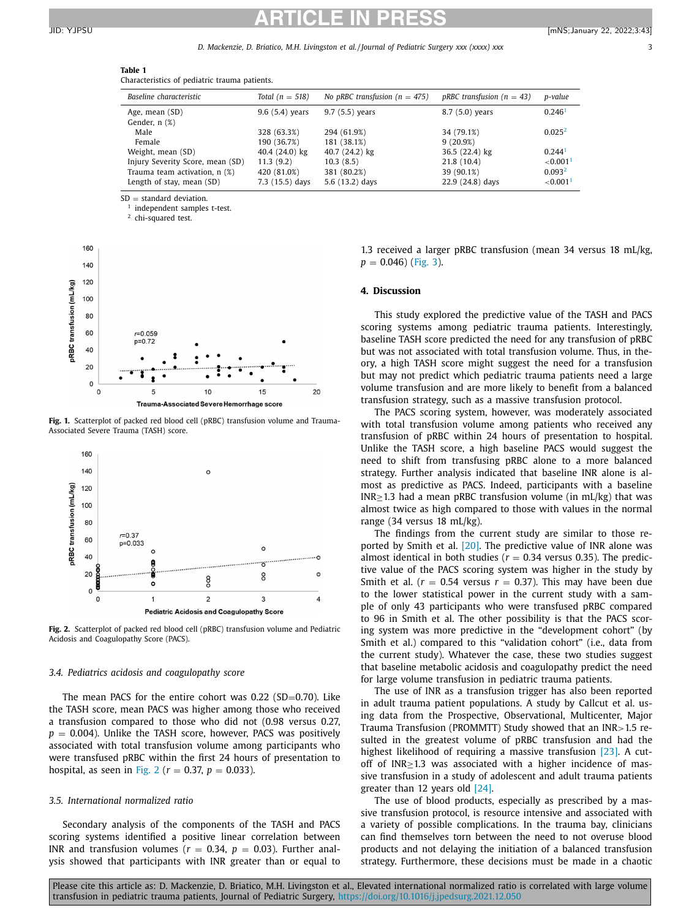**Table 1**
Characteristics of pediatric trauma patients.

| Baseline characteristic | Total (n = 518) | No pRBC transfusion (n = 475) | pRBC transfusion (n = 43) | p-value |
|---|---|---|---|---|
| Age, mean (SD) | 9.6 (5.4) years | 9.7 (5.5) years | 8.7 (5.0) years | 0.246[1] |
| Gender, n (%) | | | | |
| Male | 328 (63.3%) | 294 (61.9%) | 34 (79.1%) | 0.025[2] |
| Female | 190 (36.7%) | 181 (38.1%) | 9 (20.9%) | |
| Weight, mean (SD) | 40.4 (24.0) kg | 40.7 (24.2) kg | 36.5 (22.4) kg | 0.244[1] |
| Injury Severity Score, mean (SD) | 11.3 (9.2) | 10.3 (8.5) | 21.8 (10.4) | <0.001[1] |
| Trauma team activation, n (%) | 420 (81.0%) | 381 (80.2%) | 39 (90.1%) | 0.093[2] |
| Length of stay, mean (SD) | 7.3 (15.5) days | 5.6 (13.2) days | 22.9 (24.8) days | <0.001[1] |

SD = standard deviation.
[1] independent samples t-test.
[2] chi-squared test.

pRBC transfusion (mL/kg)
r=0.059
p=0.72
Trauma-Associated Severe Hemorrhage score

**Fig. 1.** Scatterplot of packed red blood cell (pRBC) transfusion volume and Trauma-Associated Severe Trauma (TASH) score.

pRBC transfusion (mL/kg)
r=0.37
p=0.033
Pediatric Acidosis and Coagulopathy Score

**Fig. 2.** Scatterplot of packed red blood cell (pRBC) transfusion volume and Pediatric Acidosis and Coagulopathy Score (PACS).

### 3.4. Pediatrics acidosis and coagulopathy score

The mean PACS for the entire cohort was 0.22 (SD=0.70). Like the TASH score, mean PACS was higher among those who received a transfusion compared to those who did not (0.98 versus 0.27, $p = 0.004$). Unlike the TASH score, however, PACS was positively associated with total transfusion volume among participants who were transfused pRBC within the first 24 hours of presentation to hospital, as seen in Fig. 2 ($r = 0.37$, $p = 0.033$).

### 3.5. International normalized ratio

Secondary analysis of the components of the TASH and PACS scoring systems identified a positive linear correlation between INR and transfusion volumes ($r = 0.34$, $p = 0.03$). Further analysis showed that participants with INR greater than or equal to 1.3 received a larger pRBC transfusion (mean 34 versus 18 mL/kg, $p = 0.046$) (Fig. 3).

## 4. Discussion

This study explored the predictive value of the TASH and PACS scoring systems among pediatric trauma patients. Interestingly, baseline TASH score predicted the need for any transfusion of pRBC but was not associated with total transfusion volume. Thus, in theory, a high TASH score might suggest the need for a transfusion but may not predict which pediatric trauma patients need a large volume transfusion and are more likely to benefit from a balanced transfusion strategy, such as a massive transfusion protocol.

The PACS scoring system, however, was moderately associated with total transfusion volume among patients who received any transfusion of pRBC within 24 hours of presentation to hospital. Unlike the TASH score, a high baseline PACS would suggest the need to shift from transfusing pRBC alone to a more balanced strategy. Further analysis indicated that baseline INR alone is almost as predictive as PACS. Indeed, participants with a baseline INR≥1.3 had a mean pRBC transfusion volume (in mL/kg) that was almost twice as high compared to those with values in the normal range (34 versus 18 mL/kg).

The findings from the current study are similar to those reported by Smith et al. [20]. The predictive value of INR alone was almost identical in both studies ($r = 0.34$ versus 0.35). The predictive value of the PACS scoring system was higher in the study by Smith et al. ($r = 0.54$ versus $r = 0.37$). This may have been due to the lower statistical power in the current study with a sample of only 43 participants who were transfused pRBC compared to 96 in Smith et al. The other possibility is that the PACS scoring system was more predictive in the "development cohort" (by Smith et al.) compared to this "validation cohort" (i.e., data from the current study). Whatever the case, these two studies suggest that baseline metabolic acidosis and coagulopathy predict the need for large volume transfusion in pediatric trauma patients.

The use of INR as a transfusion trigger has also been reported in adult trauma patient populations. A study by Callcut et al. using data from the Prospective, Observational, Multicenter, Major Trauma Transfusion (PROMMTT) Study showed that an INR>1.5 resulted in the greatest volume of pRBC transfusion and had the highest likelihood of requiring a massive transfusion [23]. A cutoff of INR≥1.3 was associated with a higher incidence of massive transfusion in a study of adolescent and adult trauma patients greater than 12 years old [24].

The use of blood products, especially as prescribed by a massive transfusion protocol, is resource intensive and associated with a variety of possible complications. In the trauma bay, clinicians can find themselves torn between the need to not overuse blood products and not delaying the initiation of a balanced transfusion strategy. Furthermore, these decisions must be made in a chaotic

Please cite this article as: D. Mackenzie, D. Briatico, M.H. Livingston et al., Elevated international normalized ratio is correlated with large volume transfusion in pediatric trauma patients, Journal of Pediatric Surgery, https://doi.org/10.1016/j.jpedsurg.2021.12.050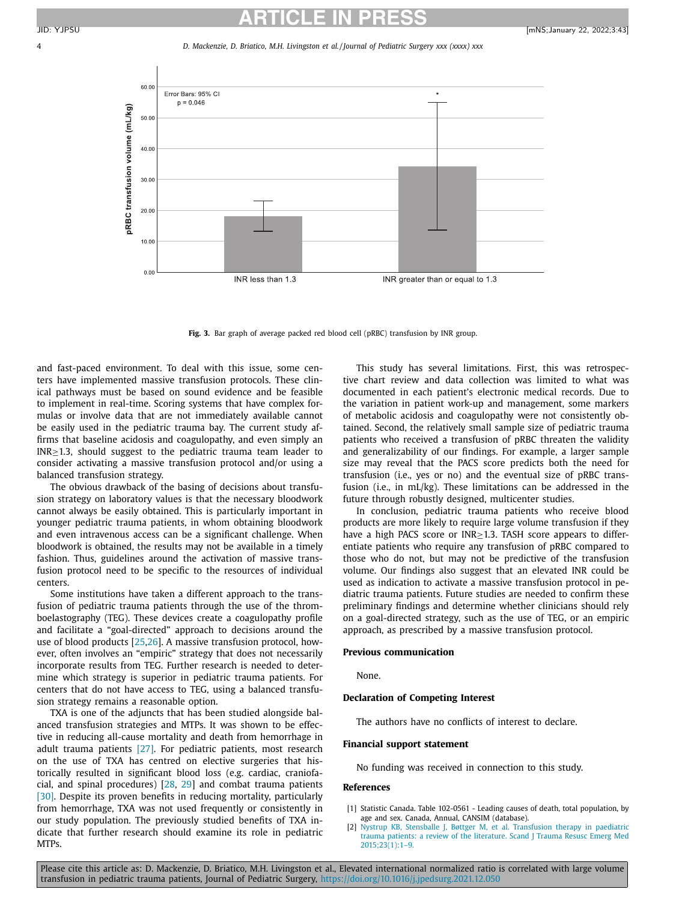Error Bars: 95% CI

p = 0.046

pRBC transfusion volume (mL/kg)

60.00

50.00

40.00

30.00

20.00

10.00

0.00

*

INR less than 1.3

INR greater than or equal to 1.3

**Fig. 3.** Bar graph of average packed red blood cell (pRBC) transfusion by INR group.

and fast-paced environment. To deal with this issue, some centers have implemented massive transfusion protocols. These clinical pathways must be based on sound evidence and be feasible to implement in real-time. Scoring systems that have complex formulas or involve data that are not immediately available cannot be easily used in the pediatric trauma bay. The current study affirms that baseline acidosis and coagulopathy, and even simply an INR≥1.3, should suggest to the pediatric trauma team leader to consider activating a massive transfusion protocol and/or using a balanced transfusion strategy.

The obvious drawback of the basing of decisions about transfusion strategy on laboratory values is that the necessary bloodwork cannot always be easily obtained. This is particularly important in younger pediatric trauma patients, in whom obtaining bloodwork and even intravenous access can be a significant challenge. When bloodwork is obtained, the results may not be available in a timely fashion. Thus, guidelines around the activation of massive transfusion protocol need to be specific to the resources of individual centers.

Some institutions have taken a different approach to the transfusion of pediatric trauma patients through the use of the thromboelastography (TEG). These devices create a coagulopathy profile and facilitate a "goal-directed" approach to decisions around the use of blood products [25,26]. A massive transfusion protocol, however, often involves an "empiric" strategy that does not necessarily incorporate results from TEG. Further research is needed to determine which strategy is superior in pediatric trauma patients. For centers that do not have access to TEG, using a balanced transfusion strategy remains a reasonable option.

TXA is one of the adjuncts that has been studied alongside balanced transfusion strategies and MTPs. It was shown to be effective in reducing all-cause mortality and death from hemorrhage in adult trauma patients [27]. For pediatric patients, most research on the use of TXA has centred on elective surgeries that historically resulted in significant blood loss (e.g. cardiac, craniofacial, and spinal procedures) [28, 29] and combat trauma patients [30]. Despite its proven benefits in reducing mortality, particularly from hemorrhage, TXA was not used frequently or consistently in our study population. The previously studied benefits of TXA indicate that further research should examine its role in pediatric MTPs.

This study has several limitations. First, this was retrospective chart review and data collection was limited to what was documented in each patient's electronic medical records. Due to the variation in patient work-up and management, some markers of metabolic acidosis and coagulopathy were not consistently obtained. Second, the relatively small sample size of pediatric trauma patients who received a transfusion of pRBC threaten the validity and generalizability of our findings. For example, a larger sample size may reveal that the PACS score predicts both the need for transfusion (i.e., yes or no) and the eventual size of pRBC transfusion (i.e., in mL/kg). These limitations can be addressed in the future through robustly designed, multicenter studies.

In conclusion, pediatric trauma patients who receive blood products are more likely to require large volume transfusion if they have a high PACS score or INR≥1.3. TASH score appears to differentiate patients who require any transfusion of pRBC compared to those who do not, but may not be predictive of the transfusion volume. Our findings also suggest that an elevated INR could be used as indication to activate a massive transfusion protocol in pediatric trauma patients. Future studies are needed to confirm these preliminary findings and determine whether clinicians should rely on a goal-directed strategy, such as the use of TEG, or an empiric approach, as prescribed by a massive transfusion protocol.

### Previous communication

None.

### Declaration of Competing Interest

The authors have no conflicts of interest to declare.

### Financial support statement

No funding was received in connection to this study.

### References

[1] Statistic Canada. Table 102-0561 - Leading causes of death, total population, by age and sex. Canada, Annual, CANSIM (database).

[2] Nystrup KB, Stensballe J, Bøttger M, et al. Transfusion therapy in paediatric trauma patients: a review of the literature. Scand J Trauma Resusc Emerg Med 2015;23(1):1–9.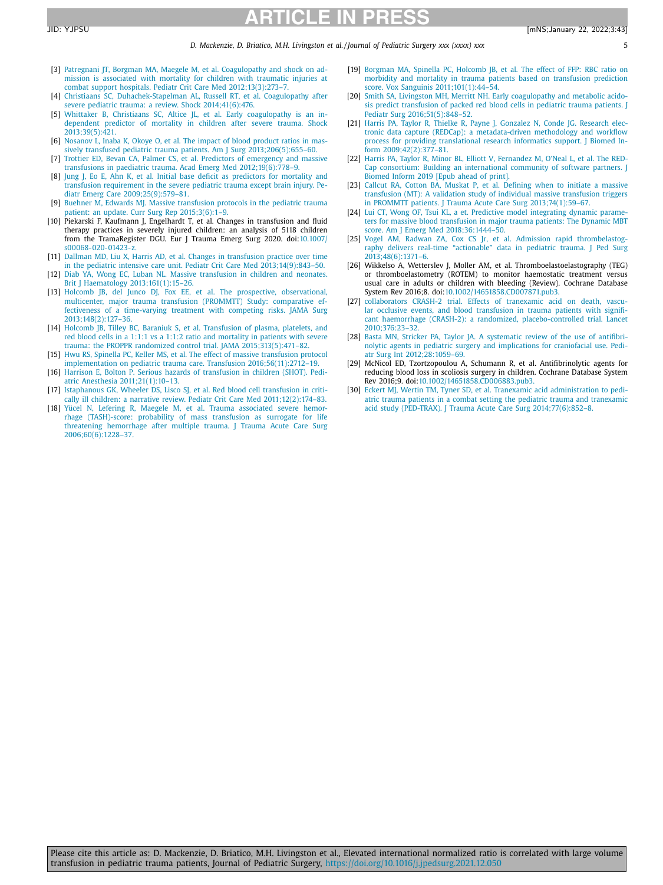[3] Patregnani JT, Borgman MA, Maegele M, et al. Coagulopathy and shock on admission is associated with mortality for children with traumatic injuries at combat support hospitals. Pediatr Crit Care Med 2012;13(3):273–7.

[4] Christiaans SC, Duhachek-Stapelman AL, Russell RT, et al. Coagulopathy after severe pediatric trauma: a review. Shock 2014;41(6):476.

[5] Whittaker B, Christiaans SC, Altice JL, et al. Early coagulopathy is an independent predictor of mortality in children after severe trauma. Shock 2013;39(5):421.

[6] Nosanov L, Inaba K, Okoye O, et al. The impact of blood product ratios in massively transfused pediatric trauma patients. Am J Surg 2013;206(5):655–60.

[7] Trottier ED, Bevan CA, Palmer CS, et al. Predictors of emergency and massive transfusions in paediatric trauma. Acad Emerg Med 2012;19(6):778–9.

[8] Jung J, Eo E, Ahn K, et al. Initial base deficit as predictors for mortality and transfusion requirement in the severe pediatric trauma except brain injury. Pediatr Emerg Care 2009;25(9):579–81.

[9] Buehner M, Edwards MJ. Massive transfusion protocols in the pediatric trauma patient: an update. Curr Surg Rep 2015;3(6):1–9.

[10] Piekarski F, Kaufmann J, Engelhardt T, et al. Changes in transfusion and fluid therapy practices in severely injured children: an analysis of 5118 children from the TramaRegister DGU. Eur J Trauma Emerg Surg 2020. doi:10.1007/s00068-020-01423-z.

[11] Dallman MD, Liu X, Harris AD, et al. Changes in transfusion practice over time in the pediatric intensive care unit. Pediatr Crit Care Med 2013;14(9):843–50.

[12] Diab YA, Wong EC, Luban NL. Massive transfusion in children and neonates. Brit J Haematology 2013;161(1):15–26.

[13] Holcomb JB, del Junco DJ, Fox EE, et al. The prospective, observational, multicenter, major trauma transfusion (PROMMTT) Study: comparative effectiveness of a time-varying treatment with competing risks. JAMA Surg 2013;148(2):127–36.

[14] Holcomb JB, Tilley BC, Baraniuk S, et al. Transfusion of plasma, platelets, and red blood cells in a 1:1:1 vs a 1:1:2 ratio and mortality in patients with severe trauma: the PROPPR randomized control trial. JAMA 2015;313(5):471–82.

[15] Hwu RS, Spinella PC, Keller MS, et al. The effect of massive transfusion protocol implementation on pediatric trauma care. Transfusion 2016;56(11):2712–19.

[16] Harrison E, Bolton P. Serious hazards of transfusion in children (SHOT). Pediatric Anesthesia 2011;21(1):10–13.

[17] Istaphanous GK, Wheeler DS, Lisco SJ, et al. Red blood cell transfusion in critically ill children: a narrative review. Pediatr Crit Care Med 2011;12(2):174–83.

[18] Yücel N, Lefering R, Maegele M, et al. Trauma associated severe hemorrhage (TASH)-score: probability of mass transfusion as surrogate for life threatening hemorrhage after multiple trauma. J Trauma Acute Care Surg 2006;60(6):1228–37.

[19] Borgman MA, Spinella PC, Holcomb JB, et al. The effect of FFP: RBC ratio on morbidity and mortality in trauma patients based on transfusion prediction score. Vox Sanguinis 2011;101(1):44–54.

[20] Smith SA, Livingston MH, Merritt NH. Early coagulopathy and metabolic acidosis predict transfusion of packed red blood cells in pediatric trauma patients. J Pediatr Surg 2016;51(5):848–52.

[21] Harris PA, Taylor R, Thielke R, Payne J, Gonzalez N, Conde JG. Research electronic data capture (REDCap): a metadata-driven methodology and workflow process for providing translational research informatics support. J Biomed Inform 2009;42(2):377–81.

[22] Harris PA, Taylor R, Minor BL, Elliott V, Fernandez M, O'Neal L, et al. The REDCap consortium: Building an international community of software partners. J Biomed Inform 2019 [Epub ahead of print].

[23] Callcut RA, Cotton BA, Muskat P, et al. Defining when to initiate a massive transfusion (MT): A validation study of individual massive transfusion triggers in PROMMTT patients. J Trauma Acute Care Surg 2013;74(1):59–67.

[24] Lui CT, Wong OF, Tsui KL, a et. Predictive model integrating dynamic parameters for massive blood transfusion in major trauma patients: The Dynamic MBT score. Am J Emerg Med 2018;36:1444–50.

[25] Vogel AM, Radwan ZA, Cox CS Jr, et al. Admission rapid thrombelastography delivers real-time "actionable" data in pediatric trauma. J Ped Surg 2013;48(6):1371–6.

[26] Wikkelso A, Wetterslev J, Moller AM, et al. Thromboelastoelastography (TEG) or thromboelastometry (ROTEM) to monitor haemostatic treatment versus usual care in adults or children with bleeding (Review). Cochrane Database System Rev 2016;8. doi:10.1002/14651858.CD007871.pub3.

[27] collaborators CRASH-2 trial. Effects of tranexamic acid on death, vascular occlusive events, and blood transfusion in trauma patients with significant haemorrhage (CRASH-2): a randomized, placebo-controlled trial. Lancet 2010;376:23–32.

[28] Basta MN, Stricker PA, Taylor JA. A systematic review of the use of antifibrinolytic agents in pediatric surgery and implications for craniofacial use. Pediatr Surg Int 2012;28:1059–69.

[29] McNicol ED, Tzortzopoulou A, Schumann R, et al. Antifibrinolytic agents for reducing blood loss in scoliosis surgery in children. Cochrane Database System Rev 2016;9. doi:10.1002/14651858.CD006883.pub3.

[30] Eckert MJ, Wertin TM, Tyner SD, et al. Tranexamic acid administration to pediatric trauma patients in a combat setting the pediatric trauma and tranexamic acid study (PED-TRAX). J Trauma Acute Care Surg 2014;77(6):852–8.

Please cite this article as: D. Mackenzie, D. Briatico, M.H. Livingston et al., Elevated international normalized ratio is correlated with large volume transfusion in pediatric trauma patients, Journal of Pediatric Surgery, https://doi.org/10.1016/j.jpedsurg.2021.12.050